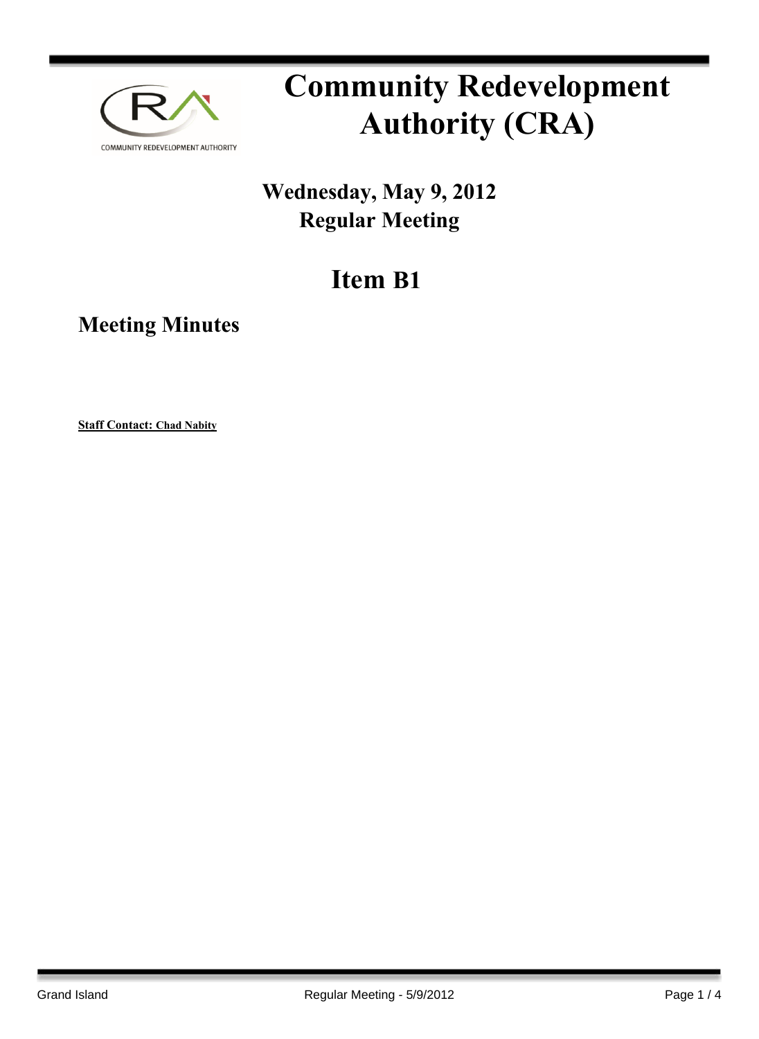COMMUNITY REDEVELOPMENT AUTHORITY

# Community Redevelopment Authority (CRA)

## Wednesday, May 9, 2012
## Regular Meeting

# Item B1

## Meeting Minutes

**Staff Contact: Chad Nabity**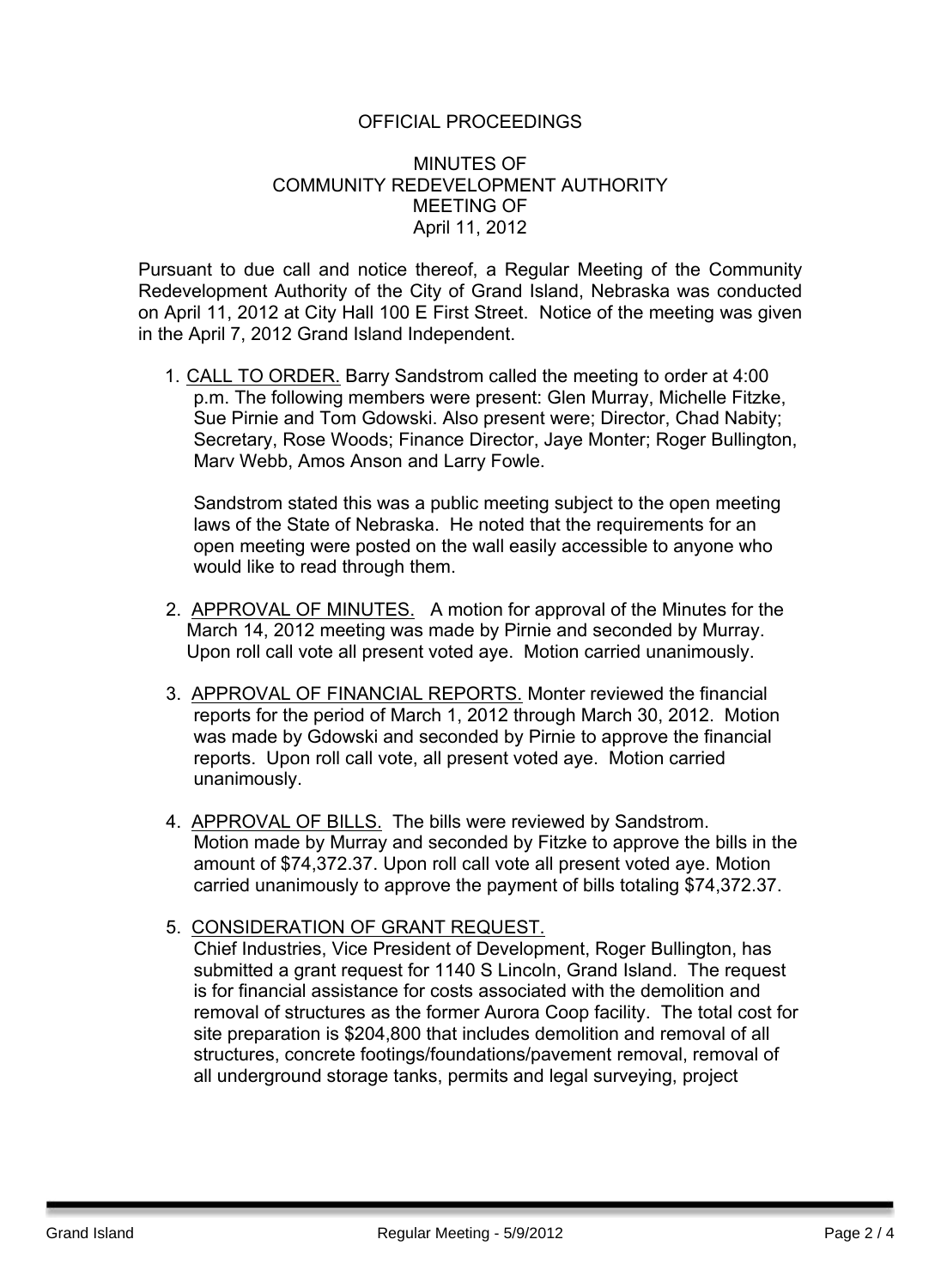OFFICIAL PROCEEDINGS

MINUTES OF
COMMUNITY REDEVELOPMENT AUTHORITY
MEETING OF
April 11, 2012

Pursuant to due call and notice thereof, a Regular Meeting of the Community Redevelopment Authority of the City of Grand Island, Nebraska was conducted on April 11, 2012 at City Hall 100 E First Street. Notice of the meeting was given in the April 7, 2012 Grand Island Independent.

1. CALL TO ORDER. Barry Sandstrom called the meeting to order at 4:00 p.m. The following members were present: Glen Murray, Michelle Fitzke, Sue Pirnie and Tom Gdowski. Also present were; Director, Chad Nabity; Secretary, Rose Woods; Finance Director, Jaye Monter; Roger Bullington, Marv Webb, Amos Anson and Larry Fowle.

   Sandstrom stated this was a public meeting subject to the open meeting laws of the State of Nebraska. He noted that the requirements for an open meeting were posted on the wall easily accessible to anyone who would like to read through them.

2. APPROVAL OF MINUTES. A motion for approval of the Minutes for the March 14, 2012 meeting was made by Pirnie and seconded by Murray. Upon roll call vote all present voted aye. Motion carried unanimously.

3. APPROVAL OF FINANCIAL REPORTS. Monter reviewed the financial reports for the period of March 1, 2012 through March 30, 2012. Motion was made by Gdowski and seconded by Pirnie to approve the financial reports. Upon roll call vote, all present voted aye. Motion carried unanimously.

4. APPROVAL OF BILLS. The bills were reviewed by Sandstrom. Motion made by Murray and seconded by Fitzke to approve the bills in the amount of $74,372.37. Upon roll call vote all present voted aye. Motion carried unanimously to approve the payment of bills totaling $74,372.37.

5. CONSIDERATION OF GRANT REQUEST.
   Chief Industries, Vice President of Development, Roger Bullington, has submitted a grant request for 1140 S Lincoln, Grand Island. The request is for financial assistance for costs associated with the demolition and removal of structures as the former Aurora Coop facility. The total cost for site preparation is $204,800 that includes demolition and removal of all structures, concrete footings/foundations/pavement removal, removal of all underground storage tanks, permits and legal surveying, project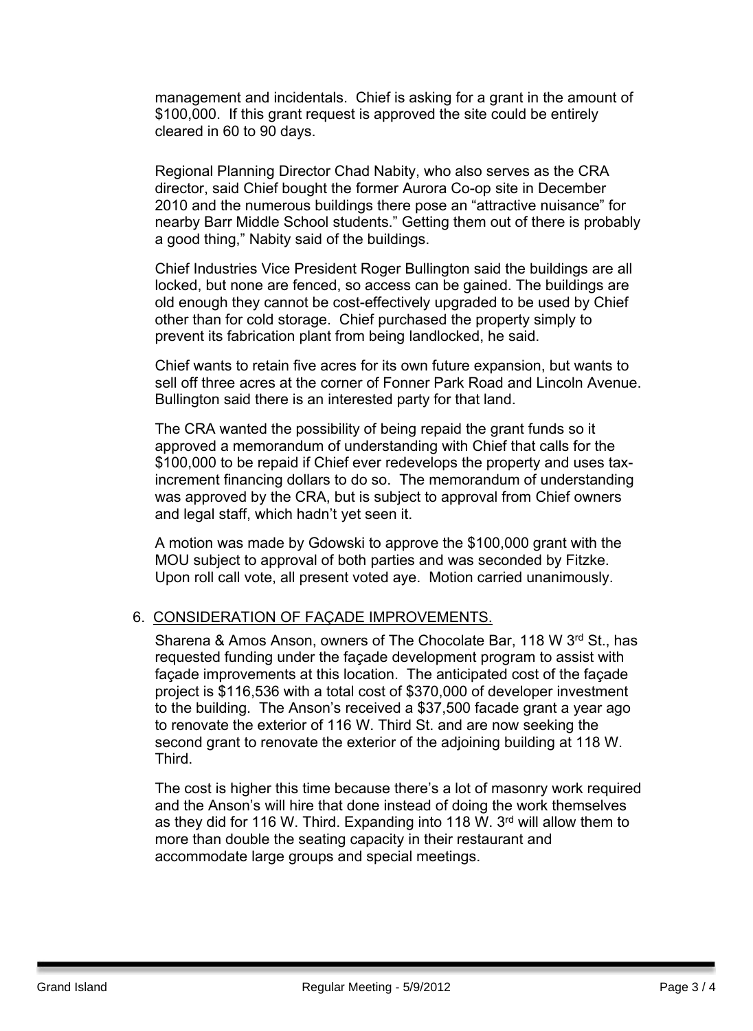management and incidentals. Chief is asking for a grant in the amount of $100,000. If this grant request is approved the site could be entirely cleared in 60 to 90 days.

Regional Planning Director Chad Nabity, who also serves as the CRA director, said Chief bought the former Aurora Co-op site in December 2010 and the numerous buildings there pose an "attractive nuisance" for nearby Barr Middle School students." Getting them out of there is probably a good thing," Nabity said of the buildings.

Chief Industries Vice President Roger Bullington said the buildings are all locked, but none are fenced, so access can be gained. The buildings are old enough they cannot be cost-effectively upgraded to be used by Chief other than for cold storage. Chief purchased the property simply to prevent its fabrication plant from being landlocked, he said.

Chief wants to retain five acres for its own future expansion, but wants to sell off three acres at the corner of Fonner Park Road and Lincoln Avenue. Bullington said there is an interested party for that land.

The CRA wanted the possibility of being repaid the grant funds so it approved a memorandum of understanding with Chief that calls for the $100,000 to be repaid if Chief ever redevelops the property and uses tax-increment financing dollars to do so. The memorandum of understanding was approved by the CRA, but is subject to approval from Chief owners and legal staff, which hadn't yet seen it.

A motion was made by Gdowski to approve the $100,000 grant with the MOU subject to approval of both parties and was seconded by Fitzke. Upon roll call vote, all present voted aye. Motion carried unanimously.

6. CONSIDERATION OF FAÇADE IMPROVEMENTS.

Sharena & Amos Anson, owners of The Chocolate Bar, 118 W 3rd St., has requested funding under the façade development program to assist with façade improvements at this location. The anticipated cost of the façade project is $116,536 with a total cost of $370,000 of developer investment to the building. The Anson's received a $37,500 facade grant a year ago to renovate the exterior of 116 W. Third St. and are now seeking the second grant to renovate the exterior of the adjoining building at 118 W. Third.

The cost is higher this time because there's a lot of masonry work required and the Anson's will hire that done instead of doing the work themselves as they did for 116 W. Third. Expanding into 118 W. 3rd will allow them to more than double the seating capacity in their restaurant and accommodate large groups and special meetings.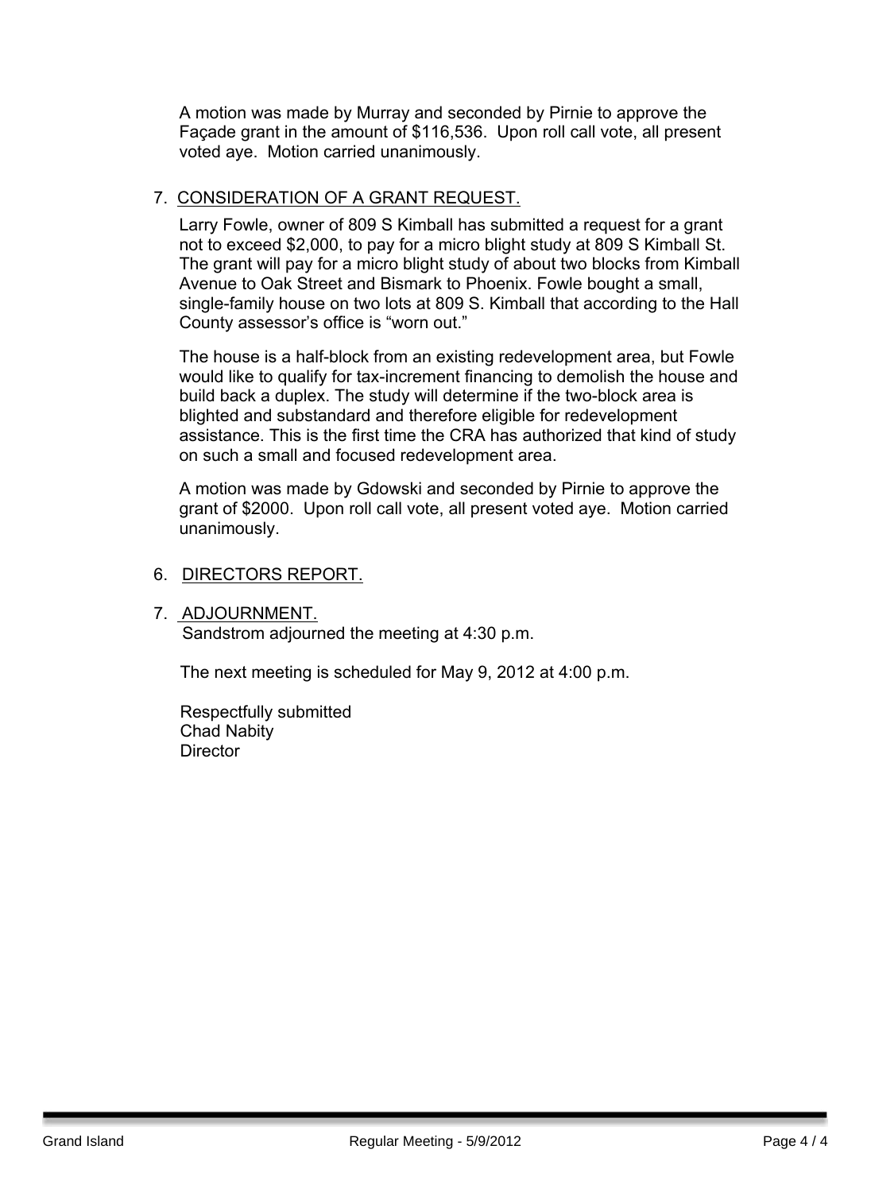A motion was made by Murray and seconded by Pirnie to approve the Façade grant in the amount of $116,536. Upon roll call vote, all present voted aye. Motion carried unanimously.

7. CONSIDERATION OF A GRANT REQUEST.

   Larry Fowle, owner of 809 S Kimball has submitted a request for a grant not to exceed $2,000, to pay for a micro blight study at 809 S Kimball St. The grant will pay for a micro blight study of about two blocks from Kimball Avenue to Oak Street and Bismark to Phoenix. Fowle bought a small, single-family house on two lots at 809 S. Kimball that according to the Hall County assessor's office is "worn out."

   The house is a half-block from an existing redevelopment area, but Fowle would like to qualify for tax-increment financing to demolish the house and build back a duplex. The study will determine if the two-block area is blighted and substandard and therefore eligible for redevelopment assistance. This is the first time the CRA has authorized that kind of study on such a small and focused redevelopment area.

   A motion was made by Gdowski and seconded by Pirnie to approve the grant of $2000. Upon roll call vote, all present voted aye. Motion carried unanimously.

6. DIRECTORS REPORT.

7. ADJOURNMENT.

   Sandstrom adjourned the meeting at 4:30 p.m.

   The next meeting is scheduled for May 9, 2012 at 4:00 p.m.

   Respectfully submitted
   Chad Nabity
   Director